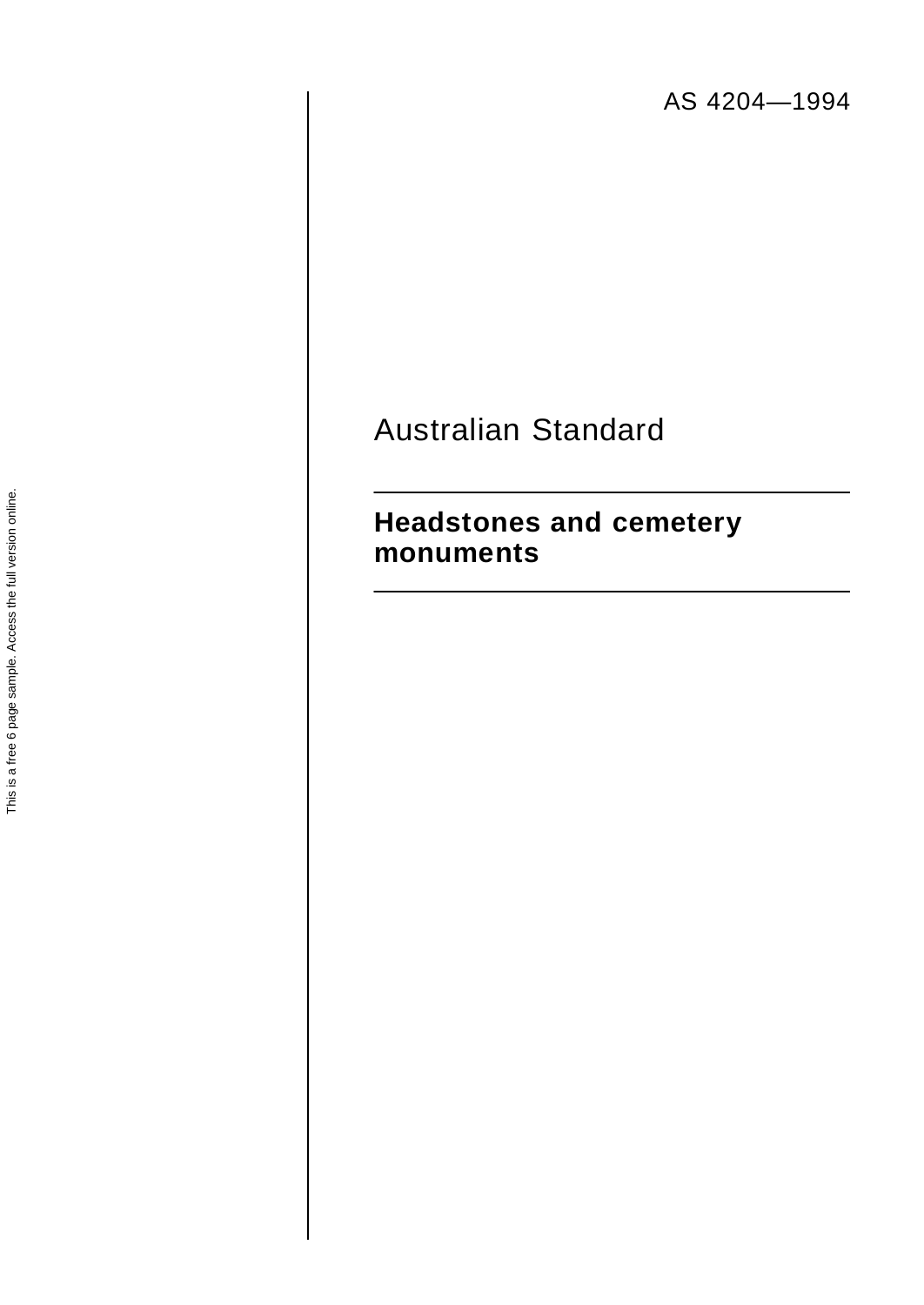AS 4204—1994

# Australian Standard

## Headstones and cemetery monuments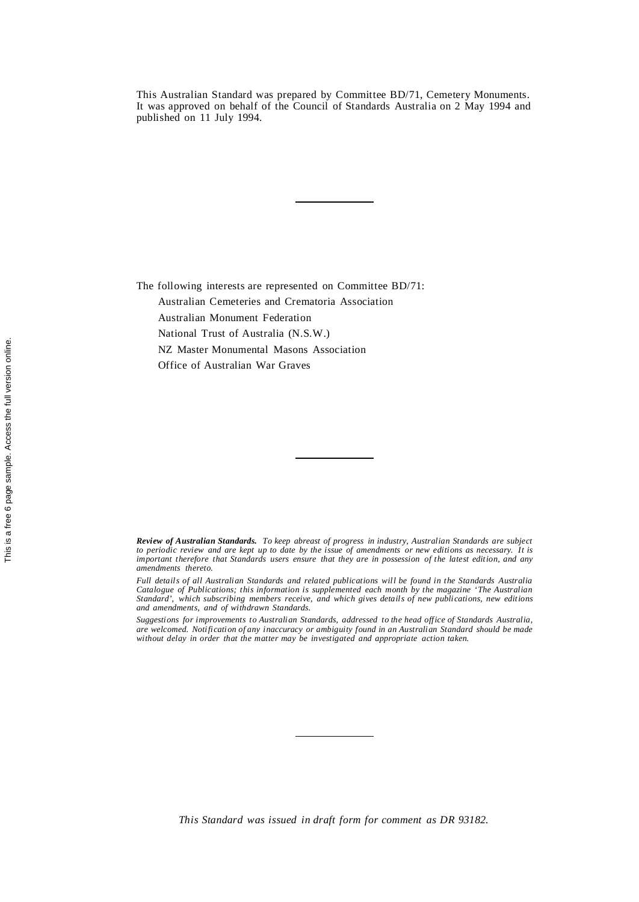This Australian Standard was prepared by Committee BD/71, Cemetery Monuments. It was approved on behalf of the Council of Standards Australia on 2 May 1994 and published on 11 July 1994.

---

The following interests are represented on Committee BD/71:

Australian Cemeteries and Crematoria Association

Australian Monument Federation

National Trust of Australia (N.S.W.)

NZ Master Monumental Masons Association

Office of Australian War Graves

---

***Review of Australian Standards.*** *To keep abreast of progress in industry, Australian Standards are subject to periodic review and are kept up to date by the issue of amendments or new editions as necessary. It is important therefore that Standards users ensure that they are in possession of the latest edition, and any amendments thereto.*

*Full details of all Australian Standards and related publications will be found in the Standards Australia Catalogue of Publications; this information is supplemented each month by the magazine 'The Australian Standard', which subscribing members receive, and which gives details of new publications, new editions and amendments, and of withdrawn Standards.*

*Suggestions for improvements to Australian Standards, addressed to the head office of Standards Australia, are welcomed. Notification of any inaccuracy or ambiguity found in an Australian Standard should be made without delay in order that the matter may be investigated and appropriate action taken.*

---

*This Standard was issued in draft form for comment as DR 93182.*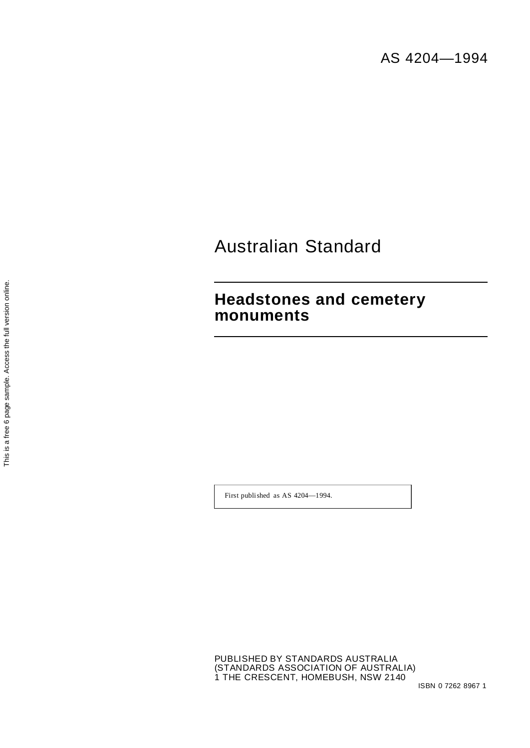AS 4204—1994

# Australian Standard

## Headstones and cemetery monuments

First published as AS 4204—1994.

PUBLISHED BY STANDARDS AUSTRALIA
(STANDARDS ASSOCIATION OF AUSTRALIA)
1 THE CRESCENT, HOMEBUSH, NSW 2140

ISBN 0 7262 8967 1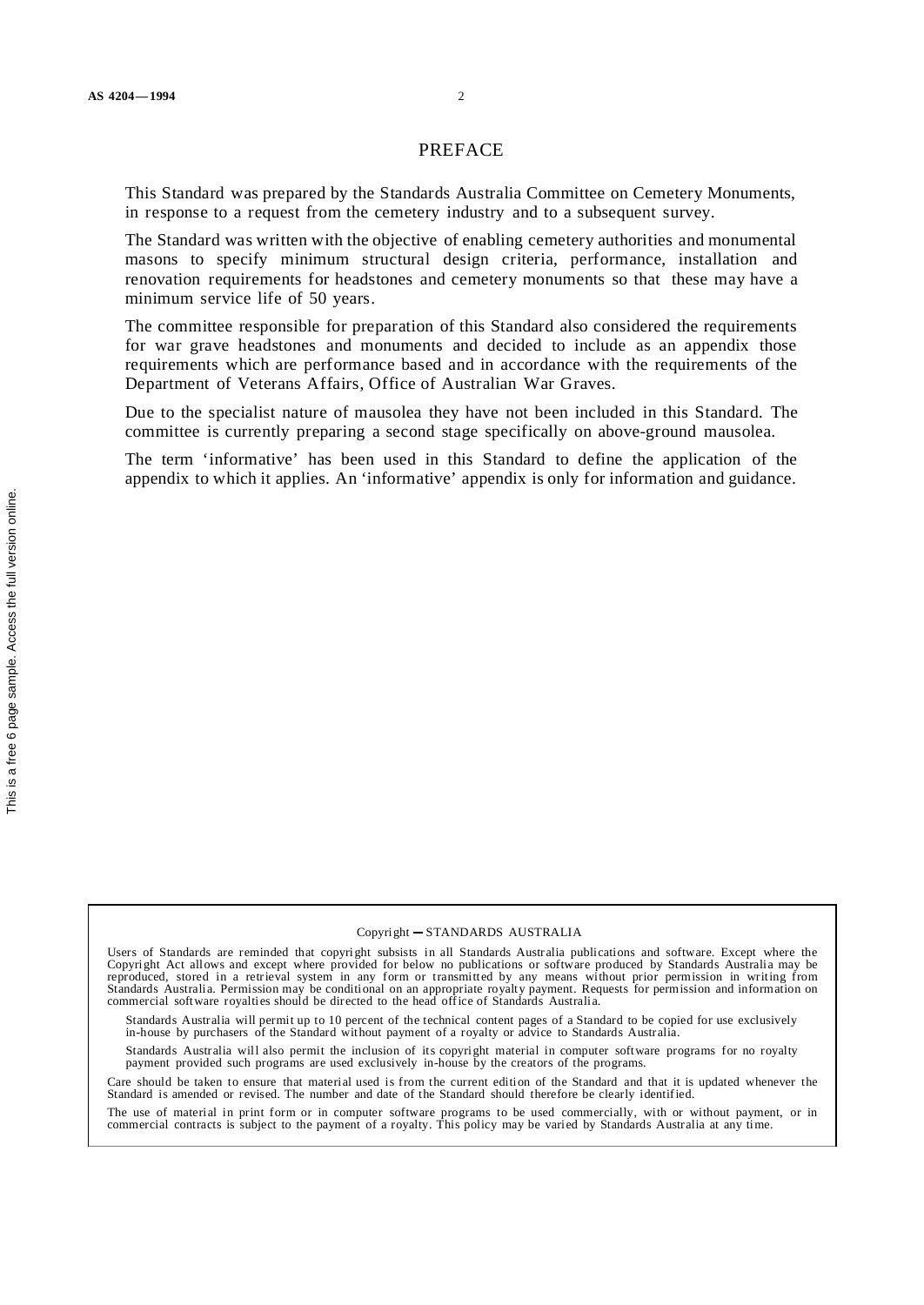# PREFACE

This Standard was prepared by the Standards Australia Committee on Cemetery Monuments, in response to a request from the cemetery industry and to a subsequent survey.

The Standard was written with the objective of enabling cemetery authorities and monumental masons to specify minimum structural design criteria, performance, installation and renovation requirements for headstones and cemetery monuments so that these may have a minimum service life of 50 years.

The committee responsible for preparation of this Standard also considered the requirements for war grave headstones and monuments and decided to include as an appendix those requirements which are performance based and in accordance with the requirements of the Department of Veterans Affairs, Office of Australian War Graves.

Due to the specialist nature of mausolea they have not been included in this Standard. The committee is currently preparing a second stage specifically on above-ground mausolea.

The term 'informative' has been used in this Standard to define the application of the appendix to which it applies. An 'informative' appendix is only for information and guidance.

Copyright — STANDARDS AUSTRALIA

Users of Standards are reminded that copyright subsists in all Standards Australia publications and software. Except where the Copyright Act allows and except where provided for below no publications or software produced by Standards Australia may be reproduced, stored in a retrieval system in any form or transmitted by any means without prior permission in writing from Standards Australia. Permission may be conditional on an appropriate royalty payment. Requests for permission and information on commercial software royalties should be directed to the head office of Standards Australia.

Standards Australia will permit up to 10 percent of the technical content pages of a Standard to be copied for use exclusively in-house by purchasers of the Standard without payment of a royalty or advice to Standards Australia.

Standards Australia will also permit the inclusion of its copyright material in computer software programs for no royalty payment provided such programs are used exclusively in-house by the creators of the programs.

Care should be taken to ensure that material used is from the current edition of the Standard and that it is updated whenever the Standard is amended or revised. The number and date of the Standard should therefore be clearly identified.

The use of material in print form or in computer software programs to be used commercially, with or without payment, or in commercial contracts is subject to the payment of a royalty. This policy may be varied by Standards Australia at any time.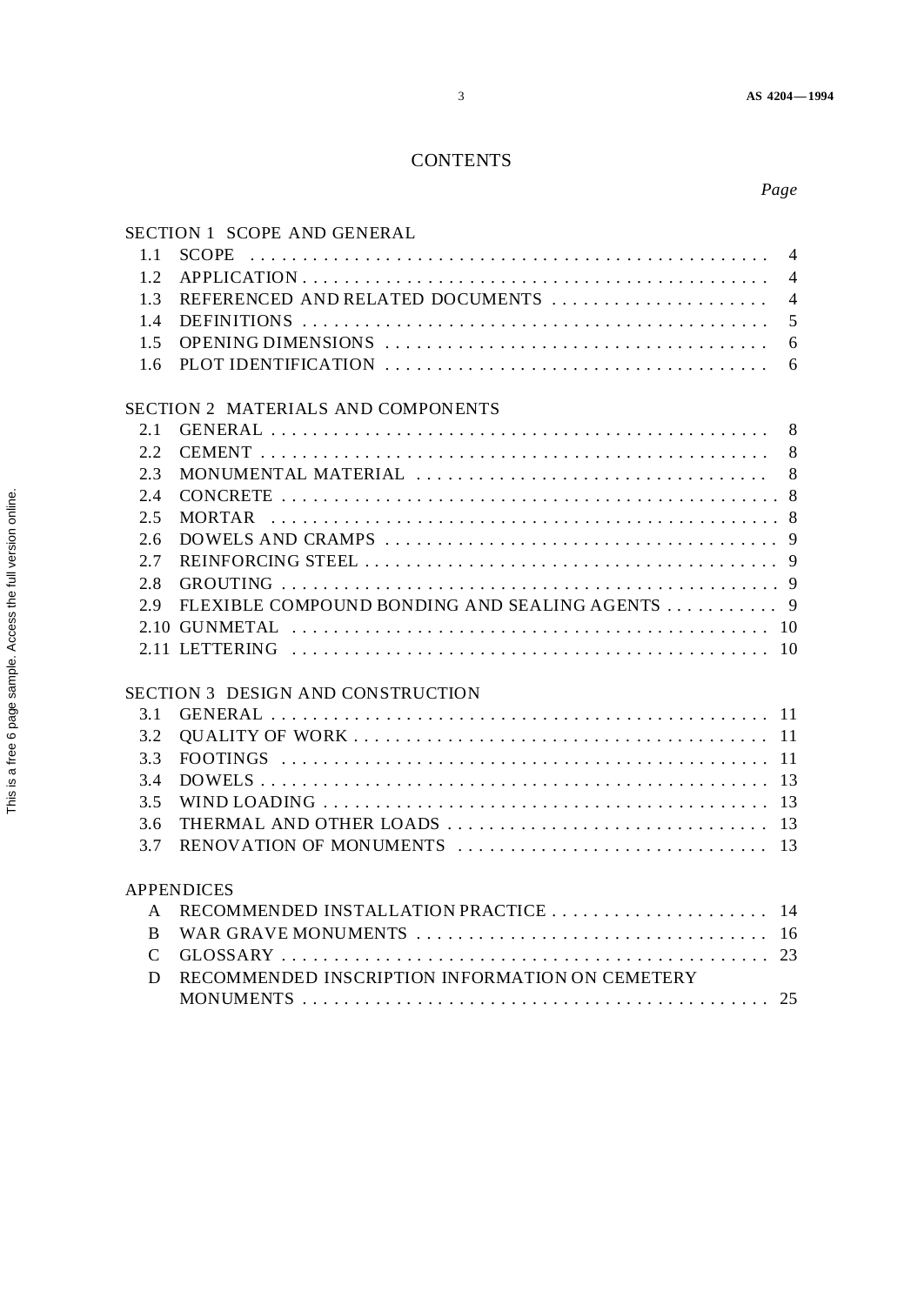# CONTENTS

*Page*

SECTION 1 SCOPE AND GENERAL

| | | |
|---|---|---|
| 1.1 | SCOPE | 4 |
| 1.2 | APPLICATION | 4 |
| 1.3 | REFERENCED AND RELATED DOCUMENTS | 4 |
| 1.4 | DEFINITIONS | 5 |
| 1.5 | OPENING DIMENSIONS | 6 |
| 1.6 | PLOT IDENTIFICATION | 6 |

SECTION 2 MATERIALS AND COMPONENTS

| | | |
|---|---|---|
| 2.1 | GENERAL | 8 |
| 2.2 | CEMENT | 8 |
| 2.3 | MONUMENTAL MATERIAL | 8 |
| 2.4 | CONCRETE | 8 |
| 2.5 | MORTAR | 8 |
| 2.6 | DOWELS AND CRAMPS | 9 |
| 2.7 | REINFORCING STEEL | 9 |
| 2.8 | GROUTING | 9 |
| 2.9 | FLEXIBLE COMPOUND BONDING AND SEALING AGENTS | 9 |
| 2.10 | GUNMETAL | 10 |
| 2.11 | LETTERING | 10 |

SECTION 3 DESIGN AND CONSTRUCTION

| | | |
|---|---|---|
| 3.1 | GENERAL | 11 |
| 3.2 | QUALITY OF WORK | 11 |
| 3.3 | FOOTINGS | 11 |
| 3.4 | DOWELS | 13 |
| 3.5 | WIND LOADING | 13 |
| 3.6 | THERMAL AND OTHER LOADS | 13 |
| 3.7 | RENOVATION OF MONUMENTS | 13 |

APPENDICES

| | | |
|---|---|---|
| A | RECOMMENDED INSTALLATION PRACTICE | 14 |
| B | WAR GRAVE MONUMENTS | 16 |
| C | GLOSSARY | 23 |
| D | RECOMMENDED INSCRIPTION INFORMATION ON CEMETERY MONUMENTS | 25 |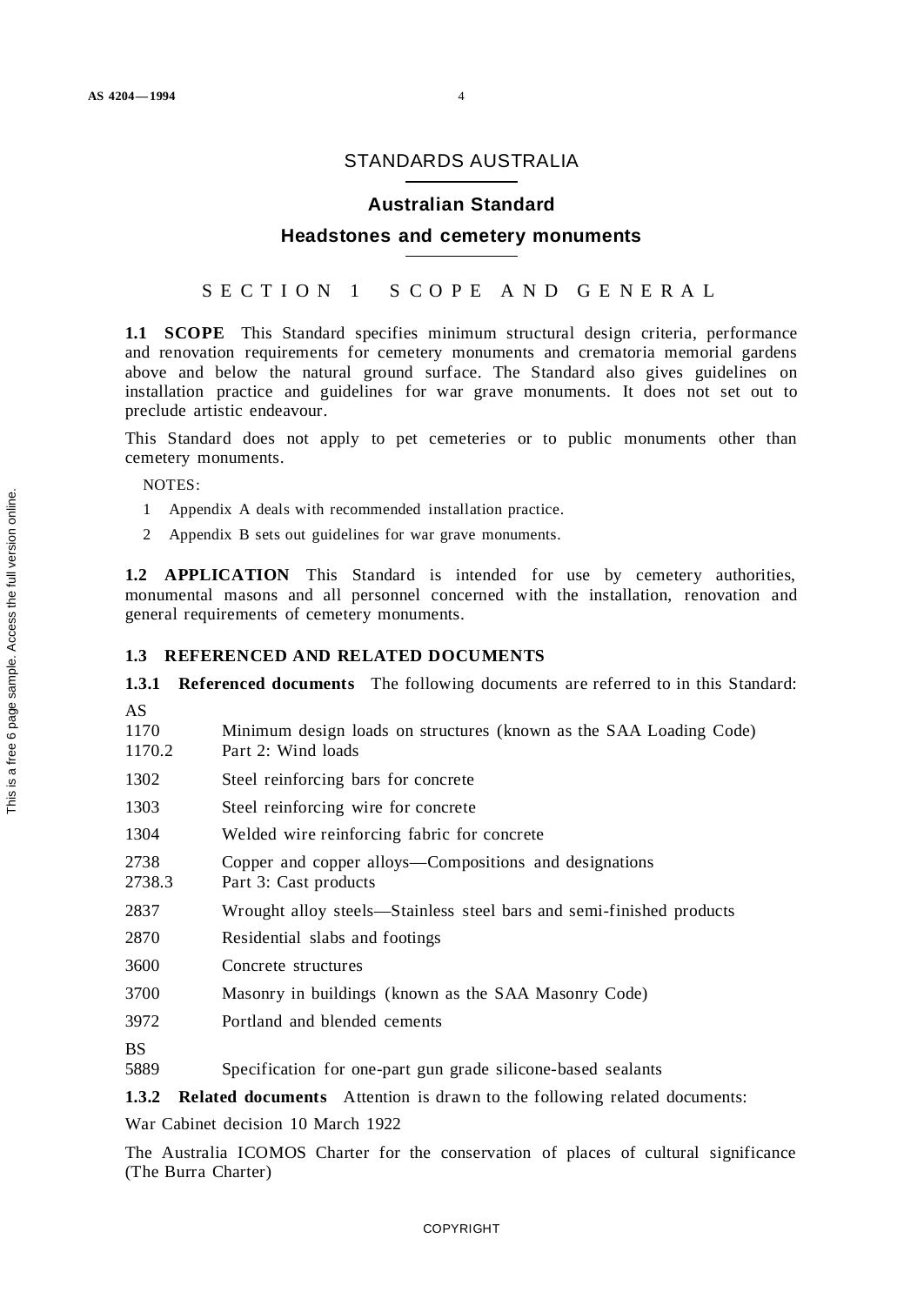# STANDARDS AUSTRALIA

## Australian Standard

## Headstones and cemetery monuments

## SECTION 1 SCOPE AND GENERAL

**1.1 SCOPE** This Standard specifies minimum structural design criteria, performance and renovation requirements for cemetery monuments and crematoria memorial gardens above and below the natural ground surface. The Standard also gives guidelines on installation practice and guidelines for war grave monuments. It does not set out to preclude artistic endeavour.

This Standard does not apply to pet cemeteries or to public monuments other than cemetery monuments.

NOTES:

1 Appendix A deals with recommended installation practice.

2 Appendix B sets out guidelines for war grave monuments.

**1.2 APPLICATION** This Standard is intended for use by cemetery authorities, monumental masons and all personnel concerned with the installation, renovation and general requirements of cemetery monuments.

**1.3 REFERENCED AND RELATED DOCUMENTS**

**1.3.1 Referenced documents** The following documents are referred to in this Standard:

AS

1170 Minimum design loads on structures (known as the SAA Loading Code)
1170.2 Part 2: Wind loads

1302 Steel reinforcing bars for concrete

1303 Steel reinforcing wire for concrete

1304 Welded wire reinforcing fabric for concrete

2738 Copper and copper alloys—Compositions and designations
2738.3 Part 3: Cast products

2837 Wrought alloy steels—Stainless steel bars and semi-finished products

2870 Residential slabs and footings

3600 Concrete structures

3700 Masonry in buildings (known as the SAA Masonry Code)

3972 Portland and blended cements

BS

5889 Specification for one-part gun grade silicone-based sealants

**1.3.2 Related documents** Attention is drawn to the following related documents:

War Cabinet decision 10 March 1922

The Australia ICOMOS Charter for the conservation of places of cultural significance (The Burra Charter)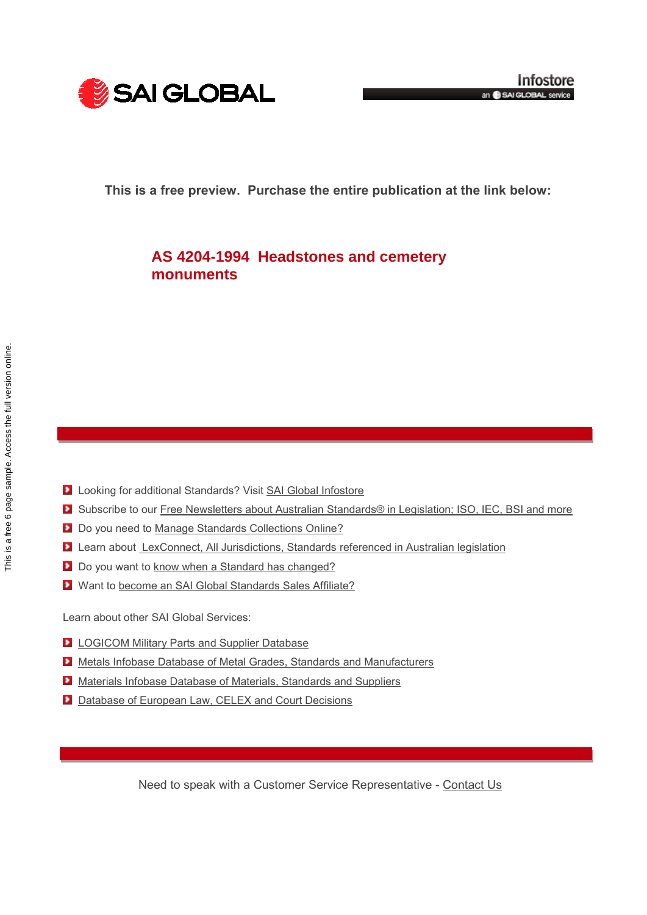SAI GLOBAL

Infostore
an SAI GLOBAL service

**This is a free preview. Purchase the entire publication at the link below:**

## AS 4204-1994 Headstones and cemetery monuments

- Looking for additional Standards? Visit SAI Global Infostore
- Subscribe to our Free Newsletters about Australian Standards® in Legislation; ISO, IEC, BSI and more
- Do you need to Manage Standards Collections Online?
- Learn about LexConnect, All Jurisdictions, Standards referenced in Australian legislation
- Do you want to know when a Standard has changed?
- Want to become an SAI Global Standards Sales Affiliate?

Learn about other SAI Global Services:

- LOGICOM Military Parts and Supplier Database
- Metals Infobase Database of Metal Grades, Standards and Manufacturers
- Materials Infobase Database of Materials, Standards and Suppliers
- Database of European Law, CELEX and Court Decisions

Need to speak with a Customer Service Representative - Contact Us

This is a free 6 page sample. Access the full version online.